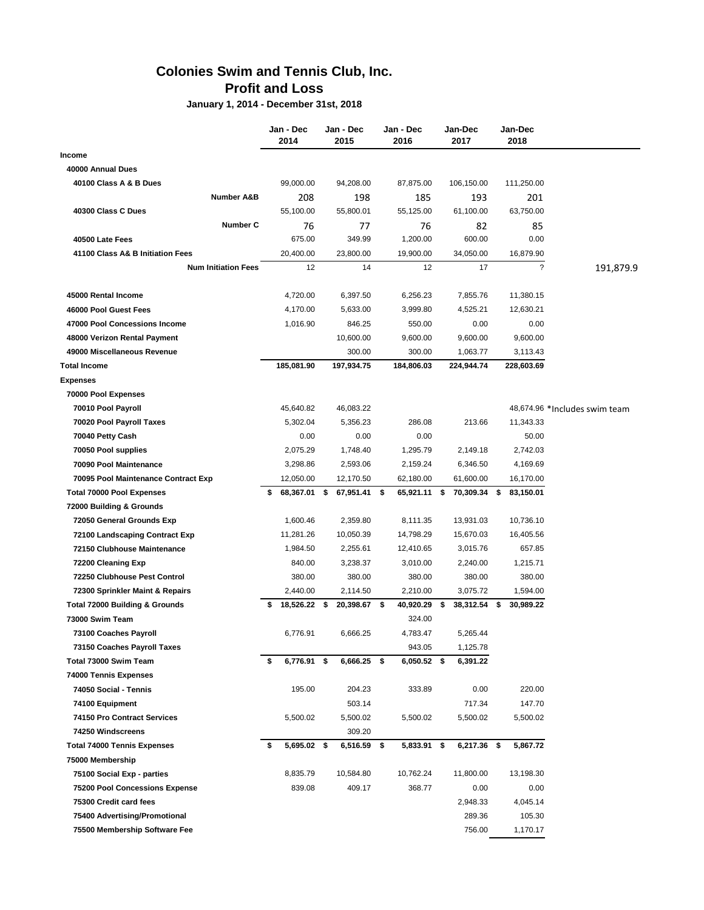# Colonies Swim and Tennis Club, Inc.
## Profit and Loss
### January 1, 2014 - December 31st, 2018

| | Jan - Dec 2014 | Jan - Dec 2015 | Jan - Dec 2016 | Jan-Dec 2017 | Jan-Dec 2018 | |
|---|---|---|---|---|---|---|
| **Income** | | | | | | |
| **40000 Annual Dues** | | | | | | |
| **40100 Class A & B Dues** | 99,000.00 | 94,208.00 | 87,875.00 | 106,150.00 | 111,250.00 | |
| **Number A&B** | 208 | 198 | 185 | 193 | 201 | |
| **40300 Class C Dues** | 55,100.00 | 55,800.01 | 55,125.00 | 61,100.00 | 63,750.00 | |
| **Number C** | 76 | 77 | 76 | 82 | 85 | |
| **40500 Late Fees** | 675.00 | 349.99 | 1,200.00 | 600.00 | 0.00 | |
| **41100 Class A& B Initiation Fees** | 20,400.00 | 23,800.00 | 19,900.00 | 34,050.00 | 16,879.90 | |
| **Num Initiation Fees** | 12 | 14 | 12 | 17 | ? | 191,879.9 |
| **45000 Rental Income** | 4,720.00 | 6,397.50 | 6,256.23 | 7,855.76 | 11,380.15 | |
| **46000 Pool Guest Fees** | 4,170.00 | 5,633.00 | 3,999.80 | 4,525.21 | 12,630.21 | |
| **47000 Pool Concessions Income** | 1,016.90 | 846.25 | 550.00 | 0.00 | 0.00 | |
| **48000 Verizon Rental Payment** | | 10,600.00 | 9,600.00 | 9,600.00 | 9,600.00 | |
| **49000 Miscellaneous Revenue** | | 300.00 | 300.00 | 1,063.77 | 3,113.43 | |
| **Total Income** | **185,081.90** | **197,934.75** | **184,806.03** | **224,944.74** | **228,603.69** | |
| **Expenses** | | | | | | |
| **70000 Pool Expenses** | | | | | | |
| **70010 Pool Payroll** | 45,640.82 | 46,083.22 | | | 48,674.96 | *Includes swim team |
| **70020 Pool Payroll Taxes** | 5,302.04 | 5,356.23 | 286.08 | 213.66 | 11,343.33 | |
| **70040 Petty Cash** | 0.00 | 0.00 | 0.00 | | 50.00 | |
| **70050 Pool supplies** | 2,075.29 | 1,748.40 | 1,295.79 | 2,149.18 | 2,742.03 | |
| **70090 Pool Maintenance** | 3,298.86 | 2,593.06 | 2,159.24 | 6,346.50 | 4,169.69 | |
| **70095 Pool Maintenance Contract Exp** | 12,050.00 | 12,170.50 | 62,180.00 | 61,600.00 | 16,170.00 | |
| **Total 70000 Pool Expenses** | **$ 68,367.01** | **$ 67,951.41** | **$ 65,921.11** | **$ 70,309.34** | **$ 83,150.01** | |
| **72000 Building & Grounds** | | | | | | |
| **72050 General Grounds Exp** | 1,600.46 | 2,359.80 | 8,111.35 | 13,931.03 | 10,736.10 | |
| **72100 Landscaping Contract Exp** | 11,281.26 | 10,050.39 | 14,798.29 | 15,670.03 | 16,405.56 | |
| **72150 Clubhouse Maintenance** | 1,984.50 | 2,255.61 | 12,410.65 | 3,015.76 | 657.85 | |
| **72200 Cleaning Exp** | 840.00 | 3,238.37 | 3,010.00 | 2,240.00 | 1,215.71 | |
| **72250 Clubhouse Pest Control** | 380.00 | 380.00 | 380.00 | 380.00 | 380.00 | |
| **72300 Sprinkler Maint & Repairs** | 2,440.00 | 2,114.50 | 2,210.00 | 3,075.72 | 1,594.00 | |
| **Total 72000 Building & Grounds** | **$ 18,526.22** | **$ 20,398.67** | **$ 40,920.29** | **$ 38,312.54** | **$ 30,989.22** | |
| **73000 Swim Team** | | | 324.00 | | | |
| **73100 Coaches Payroll** | 6,776.91 | 6,666.25 | 4,783.47 | 5,265.44 | | |
| **73150 Coaches Payroll Taxes** | | | 943.05 | 1,125.78 | | |
| **Total 73000 Swim Team** | **$ 6,776.91** | **$ 6,666.25** | **$ 6,050.52** | **$ 6,391.22** | | |
| **74000 Tennis Expenses** | | | | | | |
| **74050 Social - Tennis** | 195.00 | 204.23 | 333.89 | 0.00 | 220.00 | |
| **74100 Equipment** | | 503.14 | | 717.34 | 147.70 | |
| **74150 Pro Contract Services** | 5,500.02 | 5,500.02 | 5,500.02 | 5,500.02 | 5,500.02 | |
| **74250 Windscreens** | | 309.20 | | | | |
| **Total 74000 Tennis Expenses** | **$ 5,695.02** | **$ 6,516.59** | **$ 5,833.91** | **$ 6,217.36** | **$ 5,867.72** | |
| **75000 Membership** | | | | | | |
| **75100 Social Exp - parties** | 8,835.79 | 10,584.80 | 10,762.24 | 11,800.00 | 13,198.30 | |
| **75200 Pool Concessions Expense** | 839.08 | 409.17 | 368.77 | 0.00 | 0.00 | |
| **75300 Credit card fees** | | | | 2,948.33 | 4,045.14 | |
| **75400 Advertising/Promotional** | | | | 289.36 | 105.30 | |
| **75500 Membership Software Fee** | | | | 756.00 | 1,170.17 | |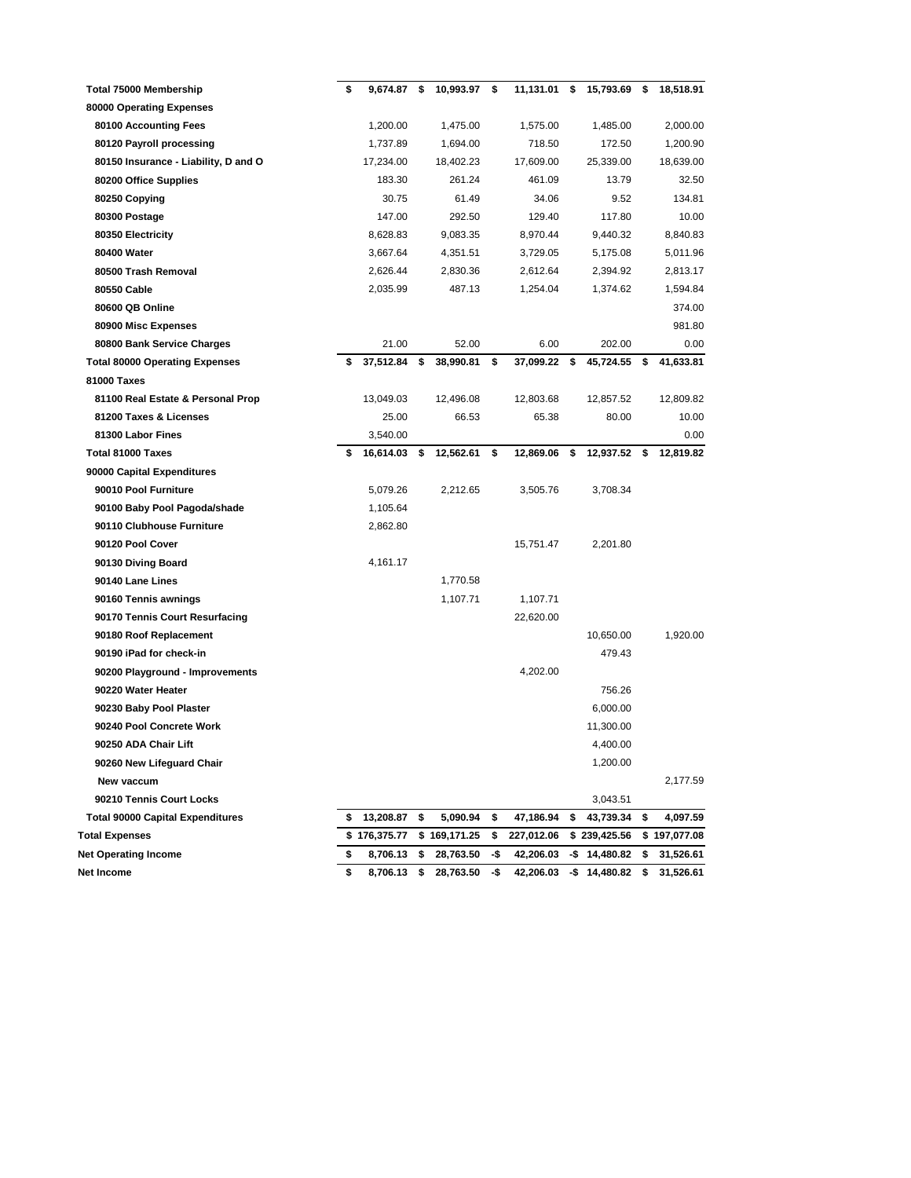| | | | | | |
|---|---|---|---|---|---|
| **Total 75000 Membership** | **$ 9,674.87** | **$ 10,993.97** | **$ 11,131.01** | **$ 15,793.69** | **$ 18,518.91** |
| **80000 Operating Expenses** | | | | | |
| **80100 Accounting Fees** | 1,200.00 | 1,475.00 | 1,575.00 | 1,485.00 | 2,000.00 |
| **80120 Payroll processing** | 1,737.89 | 1,694.00 | 718.50 | 172.50 | 1,200.90 |
| **80150 Insurance - Liability, D and O** | 17,234.00 | 18,402.23 | 17,609.00 | 25,339.00 | 18,639.00 |
| **80200 Office Supplies** | 183.30 | 261.24 | 461.09 | 13.79 | 32.50 |
| **80250 Copying** | 30.75 | 61.49 | 34.06 | 9.52 | 134.81 |
| **80300 Postage** | 147.00 | 292.50 | 129.40 | 117.80 | 10.00 |
| **80350 Electricity** | 8,628.83 | 9,083.35 | 8,970.44 | 9,440.32 | 8,840.83 |
| **80400 Water** | 3,667.64 | 4,351.51 | 3,729.05 | 5,175.08 | 5,011.96 |
| **80500 Trash Removal** | 2,626.44 | 2,830.36 | 2,612.64 | 2,394.92 | 2,813.17 |
| **80550 Cable** | 2,035.99 | 487.13 | 1,254.04 | 1,374.62 | 1,594.84 |
| **80600 QB Online** | | | | | 374.00 |
| **80900 Misc Expenses** | | | | | 981.80 |
| **80800 Bank Service Charges** | 21.00 | 52.00 | 6.00 | 202.00 | 0.00 |
| **Total 80000 Operating Expenses** | **$ 37,512.84** | **$ 38,990.81** | **$ 37,099.22** | **$ 45,724.55** | **$ 41,633.81** |
| **81000 Taxes** | | | | | |
| **81100 Real Estate & Personal Prop** | 13,049.03 | 12,496.08 | 12,803.68 | 12,857.52 | 12,809.82 |
| **81200 Taxes & Licenses** | 25.00 | 66.53 | 65.38 | 80.00 | 10.00 |
| **81300 Labor Fines** | 3,540.00 | | | | 0.00 |
| **Total 81000 Taxes** | **$ 16,614.03** | **$ 12,562.61** | **$ 12,869.06** | **$ 12,937.52** | **$ 12,819.82** |
| **90000 Capital Expenditures** | | | | | |
| **90010 Pool Furniture** | 5,079.26 | 2,212.65 | 3,505.76 | 3,708.34 | |
| **90100 Baby Pool Pagoda/shade** | 1,105.64 | | | | |
| **90110 Clubhouse Furniture** | 2,862.80 | | | | |
| **90120 Pool Cover** | | | 15,751.47 | 2,201.80 | |
| **90130 Diving Board** | 4,161.17 | | | | |
| **90140 Lane Lines** | | 1,770.58 | | | |
| **90160 Tennis awnings** | | 1,107.71 | 1,107.71 | | |
| **90170 Tennis Court Resurfacing** | | | 22,620.00 | | |
| **90180 Roof Replacement** | | | | 10,650.00 | 1,920.00 |
| **90190 iPad for check-in** | | | | 479.43 | |
| **90200 Playground - Improvements** | | | 4,202.00 | | |
| **90220 Water Heater** | | | | 756.26 | |
| **90230 Baby Pool Plaster** | | | | 6,000.00 | |
| **90240 Pool Concrete Work** | | | | 11,300.00 | |
| **90250 ADA Chair Lift** | | | | 4,400.00 | |
| **90260 New Lifeguard Chair** | | | | 1,200.00 | |
| **New vaccum** | | | | | 2,177.59 |
| **90210 Tennis Court Locks** | | | | 3,043.51 | |
| **Total 90000 Capital Expenditures** | **$ 13,208.87** | **$ 5,090.94** | **$ 47,186.94** | **$ 43,739.34** | **$ 4,097.59** |
| **Total Expenses** | **$ 176,375.77** | **$ 169,171.25** | **$ 227,012.06** | **$ 239,425.56** | **$ 197,077.08** |
| **Net Operating Income** | **$ 8,706.13** | **$ 28,763.50** | **-$ 42,206.03** | **-$ 14,480.82** | **$ 31,526.61** |
| **Net Income** | **$ 8,706.13** | **$ 28,763.50** | **-$ 42,206.03** | **-$ 14,480.82** | **$ 31,526.61** |